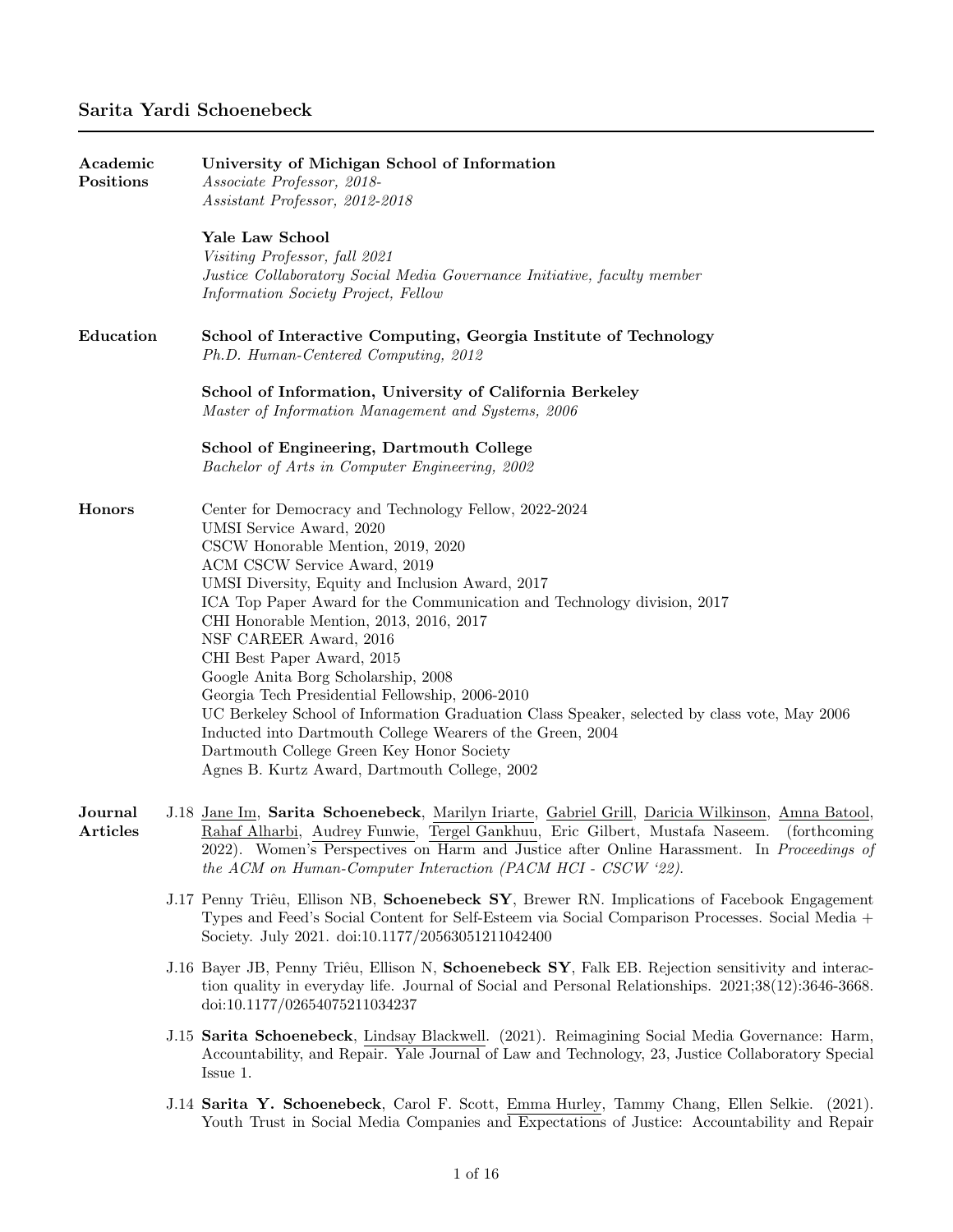# Sarita Yardi Schoenebeck

## Academic Positions

**University of Michigan School of Information**
*Associate Professor, 2018-*
*Assistant Professor, 2012-2018*

**Yale Law School**
*Visiting Professor, fall 2021*
*Justice Collaboratory Social Media Governance Initiative, faculty member*
*Information Society Project, Fellow*

## Education

**School of Interactive Computing, Georgia Institute of Technology**
*Ph.D. Human-Centered Computing, 2012*

**School of Information, University of California Berkeley**
*Master of Information Management and Systems, 2006*

**School of Engineering, Dartmouth College**
*Bachelor of Arts in Computer Engineering, 2002*

## Honors

Center for Democracy and Technology Fellow, 2022-2024
UMSI Service Award, 2020
CSCW Honorable Mention, 2019, 2020
ACM CSCW Service Award, 2019
UMSI Diversity, Equity and Inclusion Award, 2017
ICA Top Paper Award for the Communication and Technology division, 2017
CHI Honorable Mention, 2013, 2016, 2017
NSF CAREER Award, 2016
CHI Best Paper Award, 2015
Google Anita Borg Scholarship, 2008
Georgia Tech Presidential Fellowship, 2006-2010
UC Berkeley School of Information Graduation Class Speaker, selected by class vote, May 2006
Inducted into Dartmouth College Wearers of the Green, 2004
Dartmouth College Green Key Honor Society
Agnes B. Kurtz Award, Dartmouth College, 2002

## Journal Articles

J.18 Jane Im, **Sarita Schoenebeck**, Marilyn Iriarte, Gabriel Grill, Daricia Wilkinson, Amna Batool, Rahaf Alharbi, Audrey Funwie, Tergel Gankhuu, Eric Gilbert, Mustafa Naseem. (forthcoming 2022). Women's Perspectives on Harm and Justice after Online Harassment. In *Proceedings of the ACM on Human-Computer Interaction (PACM HCI - CSCW '22).*

J.17 Penny Triệu, Ellison NB, **Schoenebeck SY**, Brewer RN. Implications of Facebook Engagement Types and Feed's Social Content for Self-Esteem via Social Comparison Processes. Social Media + Society. July 2021. doi:10.1177/20563051211042400

J.16 Bayer JB, Penny Triệu, Ellison N, **Schoenebeck SY**, Falk EB. Rejection sensitivity and interaction quality in everyday life. Journal of Social and Personal Relationships. 2021;38(12):3646-3668. doi:10.1177/02654075211034237

J.15 **Sarita Schoenebeck**, Lindsay Blackwell. (2021). Reimagining Social Media Governance: Harm, Accountability, and Repair. Yale Journal of Law and Technology, 23, Justice Collaboratory Special Issue 1.

J.14 **Sarita Y. Schoenebeck**, Carol F. Scott, Emma Hurley, Tammy Chang, Ellen Selkie. (2021). Youth Trust in Social Media Companies and Expectations of Justice: Accountability and Repair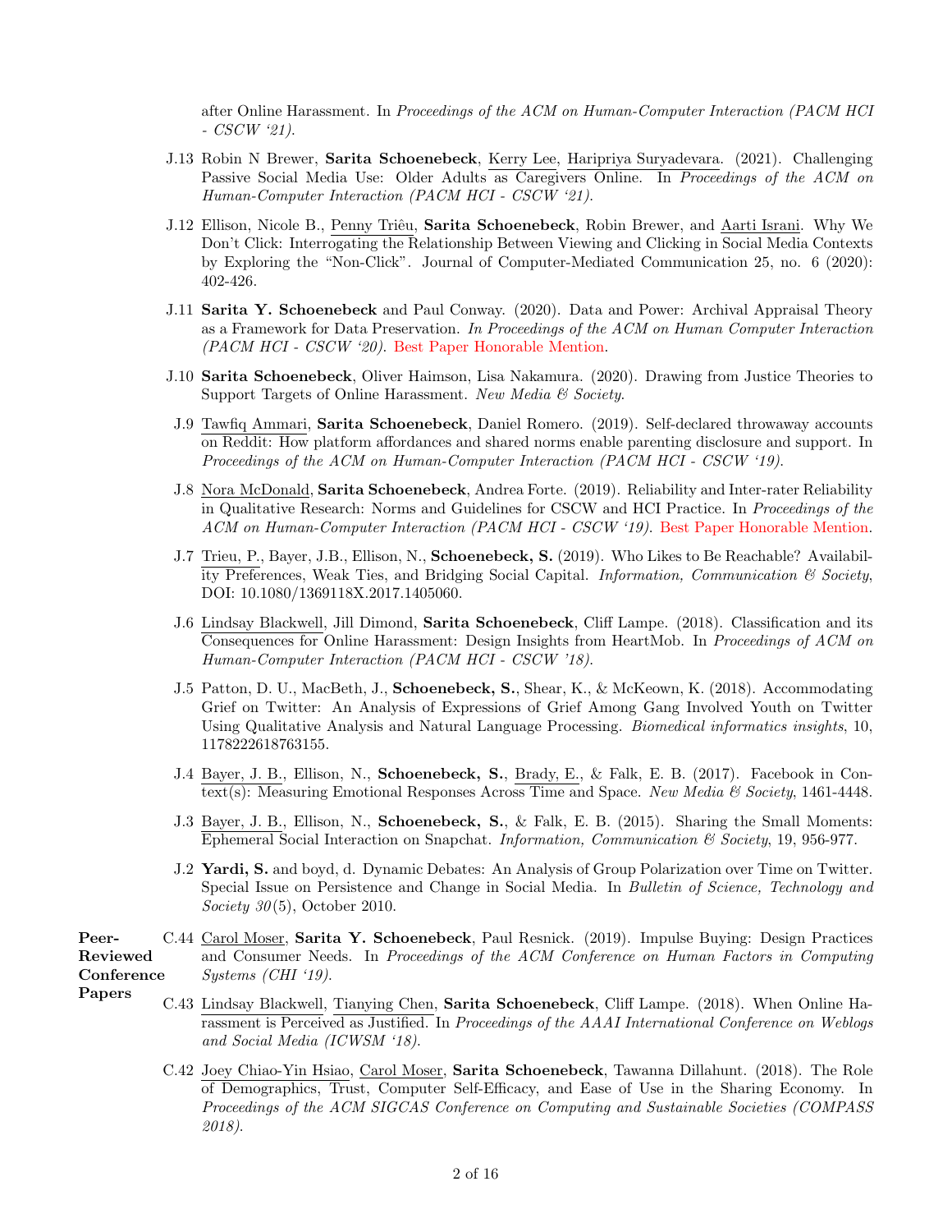after Online Harassment. In *Proceedings of the ACM on Human-Computer Interaction (PACM HCI - CSCW '21).*

J.13 Robin N Brewer, **Sarita Schoenebeck**, Kerry Lee, Haripriya Suryadevara. (2021). Challenging Passive Social Media Use: Older Adults as Caregivers Online. In *Proceedings of the ACM on Human-Computer Interaction (PACM HCI - CSCW '21).*

J.12 Ellison, Nicole B., Penny Triêu, **Sarita Schoenebeck**, Robin Brewer, and Aarti Israni. Why We Don't Click: Interrogating the Relationship Between Viewing and Clicking in Social Media Contexts by Exploring the "Non-Click". Journal of Computer-Mediated Communication 25, no. 6 (2020): 402-426.

J.11 **Sarita Y. Schoenebeck** and Paul Conway. (2020). Data and Power: Archival Appraisal Theory as a Framework for Data Preservation. *In Proceedings of the ACM on Human Computer Interaction (PACM HCI - CSCW '20)*. Best Paper Honorable Mention.

J.10 **Sarita Schoenebeck**, Oliver Haimson, Lisa Nakamura. (2020). Drawing from Justice Theories to Support Targets of Online Harassment. *New Media & Society*.

J.9 Tawfiq Ammari, **Sarita Schoenebeck**, Daniel Romero. (2019). Self-declared throwaway accounts on Reddit: How platform affordances and shared norms enable parenting disclosure and support. In *Proceedings of the ACM on Human-Computer Interaction (PACM HCI - CSCW '19).*

J.8 Nora McDonald, **Sarita Schoenebeck**, Andrea Forte. (2019). Reliability and Inter-rater Reliability in Qualitative Research: Norms and Guidelines for CSCW and HCI Practice. In *Proceedings of the ACM on Human-Computer Interaction (PACM HCI - CSCW '19)*. Best Paper Honorable Mention.

J.7 Trieu, P., Bayer, J.B., Ellison, N., **Schoenebeck, S.** (2019). Who Likes to Be Reachable? Availability Preferences, Weak Ties, and Bridging Social Capital. *Information, Communication & Society*, DOI: 10.1080/1369118X.2017.1405060.

J.6 Lindsay Blackwell, Jill Dimond, **Sarita Schoenebeck**, Cliff Lampe. (2018). Classification and its Consequences for Online Harassment: Design Insights from HeartMob. In *Proceedings of ACM on Human-Computer Interaction (PACM HCI - CSCW '18).*

J.5 Patton, D. U., MacBeth, J., **Schoenebeck, S.**, Shear, K., & McKeown, K. (2018). Accommodating Grief on Twitter: An Analysis of Expressions of Grief Among Gang Involved Youth on Twitter Using Qualitative Analysis and Natural Language Processing. *Biomedical informatics insights*, 10, 1178222618763155.

J.4 Bayer, J. B., Ellison, N., **Schoenebeck, S.**, Brady, E., & Falk, E. B. (2017). Facebook in Context(s): Measuring Emotional Responses Across Time and Space. *New Media & Society*, 1461-4448.

J.3 Bayer, J. B., Ellison, N., **Schoenebeck, S.**, & Falk, E. B. (2015). Sharing the Small Moments: Ephemeral Social Interaction on Snapchat. *Information, Communication & Society*, 19, 956-977.

J.2 **Yardi, S.** and boyd, d. Dynamic Debates: An Analysis of Group Polarization over Time on Twitter. Special Issue on Persistence and Change in Social Media. In *Bulletin of Science, Technology and Society 30*(5), October 2010.

**Peer-Reviewed Conference Papers**

C.44 Carol Moser, **Sarita Y. Schoenebeck**, Paul Resnick. (2019). Impulse Buying: Design Practices and Consumer Needs. In *Proceedings of the ACM Conference on Human Factors in Computing Systems (CHI '19).*

C.43 Lindsay Blackwell, Tianying Chen, **Sarita Schoenebeck**, Cliff Lampe. (2018). When Online Harassment is Perceived as Justified. In *Proceedings of the AAAI International Conference on Weblogs and Social Media (ICWSM '18).*

C.42 Joey Chiao-Yin Hsiao, Carol Moser, **Sarita Schoenebeck**, Tawanna Dillahunt. (2018). The Role of Demographics, Trust, Computer Self-Efficacy, and Ease of Use in the Sharing Economy. In *Proceedings of the ACM SIGCAS Conference on Computing and Sustainable Societies (COMPASS 2018).*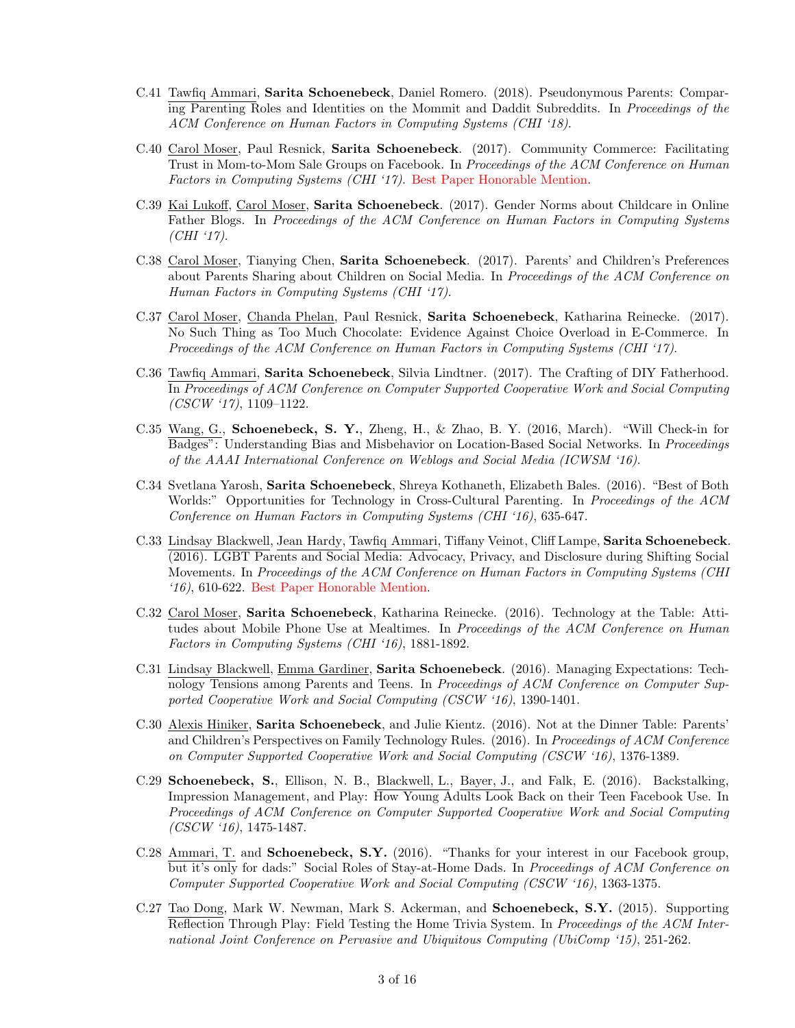C.41 Tawfiq Ammari, **Sarita Schoenebeck**, Daniel Romero. (2018). Pseudonymous Parents: Comparing Parenting Roles and Identities on the Mommit and Daddit Subreddits. In *Proceedings of the ACM Conference on Human Factors in Computing Systems (CHI '18).*

C.40 Carol Moser, Paul Resnick, **Sarita Schoenebeck**. (2017). Community Commerce: Facilitating Trust in Mom-to-Mom Sale Groups on Facebook. In *Proceedings of the ACM Conference on Human Factors in Computing Systems (CHI '17).* Best Paper Honorable Mention.

C.39 Kai Lukoff, Carol Moser, **Sarita Schoenebeck**. (2017). Gender Norms about Childcare in Online Father Blogs. In *Proceedings of the ACM Conference on Human Factors in Computing Systems (CHI '17).*

C.38 Carol Moser, Tianying Chen, **Sarita Schoenebeck**. (2017). Parents' and Children's Preferences about Parents Sharing about Children on Social Media. In *Proceedings of the ACM Conference on Human Factors in Computing Systems (CHI '17).*

C.37 Carol Moser, Chanda Phelan, Paul Resnick, **Sarita Schoenebeck**, Katharina Reinecke. (2017). No Such Thing as Too Much Chocolate: Evidence Against Choice Overload in E-Commerce. In *Proceedings of the ACM Conference on Human Factors in Computing Systems (CHI '17).*

C.36 Tawfiq Ammari, **Sarita Schoenebeck**, Silvia Lindtner. (2017). The Crafting of DIY Fatherhood. In *Proceedings of ACM Conference on Computer Supported Cooperative Work and Social Computing (CSCW '17)*, 1109–1122.

C.35 Wang, G., **Schoenebeck, S. Y.**, Zheng, H., & Zhao, B. Y. (2016, March). "Will Check-in for Badges": Understanding Bias and Misbehavior on Location-Based Social Networks. In *Proceedings of the AAAI International Conference on Weblogs and Social Media (ICWSM '16).*

C.34 Svetlana Yarosh, **Sarita Schoenebeck**, Shreya Kothaneth, Elizabeth Bales. (2016). "Best of Both Worlds:" Opportunities for Technology in Cross-Cultural Parenting. In *Proceedings of the ACM Conference on Human Factors in Computing Systems (CHI '16)*, 635-647.

C.33 Lindsay Blackwell, Jean Hardy, Tawfiq Ammari, Tiffany Veinot, Cliff Lampe, **Sarita Schoenebeck**. (2016). LGBT Parents and Social Media: Advocacy, Privacy, and Disclosure during Shifting Social Movements. In *Proceedings of the ACM Conference on Human Factors in Computing Systems (CHI '16)*, 610-622. Best Paper Honorable Mention.

C.32 Carol Moser, **Sarita Schoenebeck**, Katharina Reinecke. (2016). Technology at the Table: Attitudes about Mobile Phone Use at Mealtimes. In *Proceedings of the ACM Conference on Human Factors in Computing Systems (CHI '16)*, 1881-1892.

C.31 Lindsay Blackwell, Emma Gardiner, **Sarita Schoenebeck**. (2016). Managing Expectations: Technology Tensions among Parents and Teens. In *Proceedings of ACM Conference on Computer Supported Cooperative Work and Social Computing (CSCW '16)*, 1390-1401.

C.30 Alexis Hiniker, **Sarita Schoenebeck**, and Julie Kientz. (2016). Not at the Dinner Table: Parents' and Children's Perspectives on Family Technology Rules. (2016). In *Proceedings of ACM Conference on Computer Supported Cooperative Work and Social Computing (CSCW '16)*, 1376-1389.

C.29 **Schoenebeck, S.**, Ellison, N. B., Blackwell, L., Bayer, J., and Falk, E. (2016). Backstalking, Impression Management, and Play: How Young Adults Look Back on their Teen Facebook Use. In *Proceedings of ACM Conference on Computer Supported Cooperative Work and Social Computing (CSCW '16)*, 1475-1487.

C.28 Ammari, T. and **Schoenebeck, S.Y.** (2016). "Thanks for your interest in our Facebook group, but it's only for dads:" Social Roles of Stay-at-Home Dads. In *Proceedings of ACM Conference on Computer Supported Cooperative Work and Social Computing (CSCW '16)*, 1363-1375.

C.27 Tao Dong, Mark W. Newman, Mark S. Ackerman, and **Schoenebeck, S.Y.** (2015). Supporting Reflection Through Play: Field Testing the Home Trivia System. In *Proceedings of the ACM International Joint Conference on Pervasive and Ubiquitous Computing (UbiComp '15)*, 251-262.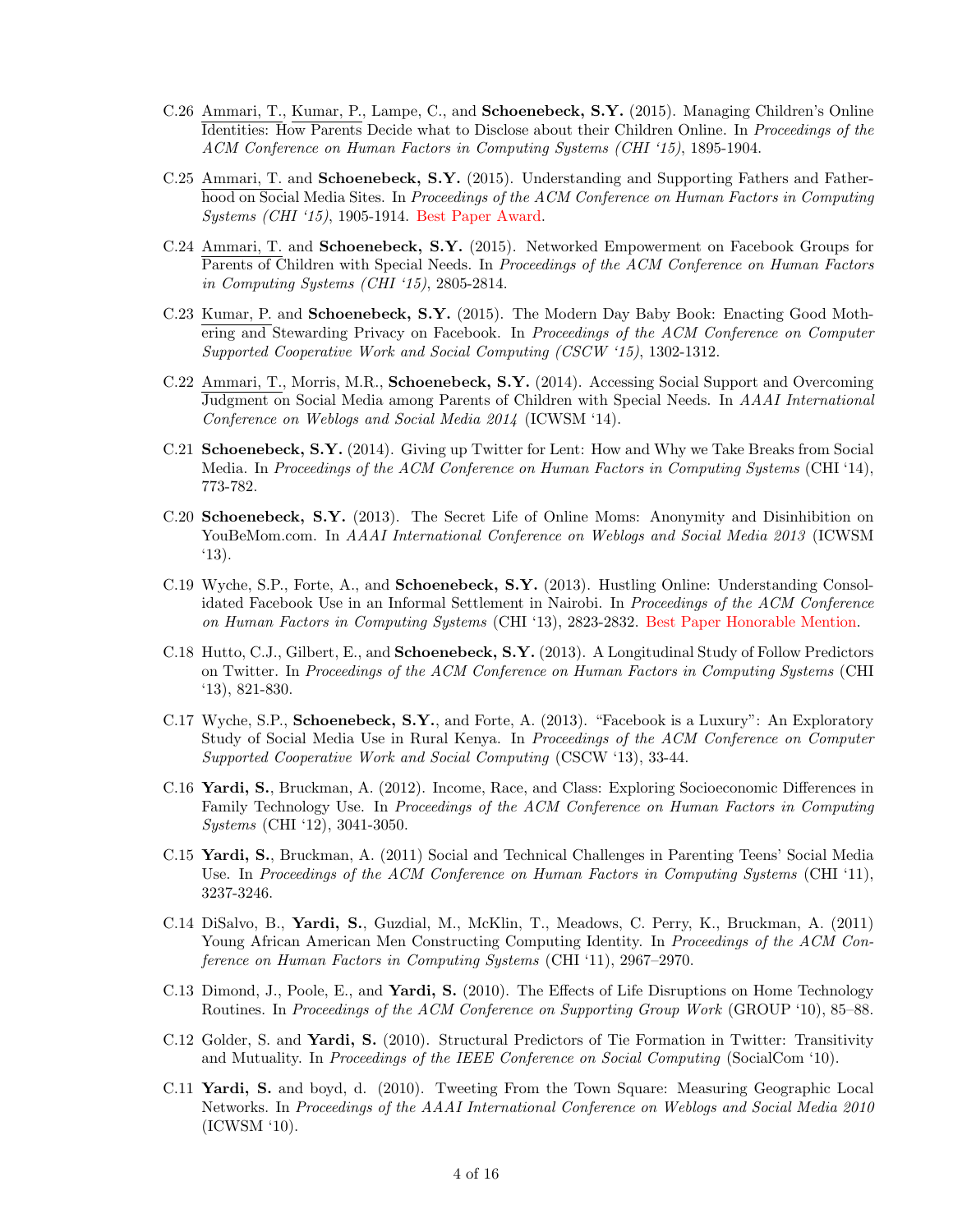- C.26 Ammari, T., Kumar, P., Lampe, C., and **Schoenebeck, S.Y.** (2015). Managing Children's Online Identities: How Parents Decide what to Disclose about their Children Online. In *Proceedings of the ACM Conference on Human Factors in Computing Systems (CHI '15)*, 1895-1904.

- C.25 Ammari, T. and **Schoenebeck, S.Y.** (2015). Understanding and Supporting Fathers and Fatherhood on Social Media Sites. In *Proceedings of the ACM Conference on Human Factors in Computing Systems (CHI '15)*, 1905-1914. Best Paper Award.

- C.24 Ammari, T. and **Schoenebeck, S.Y.** (2015). Networked Empowerment on Facebook Groups for Parents of Children with Special Needs. In *Proceedings of the ACM Conference on Human Factors in Computing Systems (CHI '15)*, 2805-2814.

- C.23 Kumar, P. and **Schoenebeck, S.Y.** (2015). The Modern Day Baby Book: Enacting Good Mothering and Stewarding Privacy on Facebook. In *Proceedings of the ACM Conference on Computer Supported Cooperative Work and Social Computing (CSCW '15)*, 1302-1312.

- C.22 Ammari, T., Morris, M.R., **Schoenebeck, S.Y.** (2014). Accessing Social Support and Overcoming Judgment on Social Media among Parents of Children with Special Needs. In *AAAI International Conference on Weblogs and Social Media 2014* (ICWSM '14).

- C.21 **Schoenebeck, S.Y.** (2014). Giving up Twitter for Lent: How and Why we Take Breaks from Social Media. In *Proceedings of the ACM Conference on Human Factors in Computing Systems* (CHI '14), 773-782.

- C.20 **Schoenebeck, S.Y.** (2013). The Secret Life of Online Moms: Anonymity and Disinhibition on YouBeMom.com. In *AAAI International Conference on Weblogs and Social Media 2013* (ICWSM '13).

- C.19 Wyche, S.P., Forte, A., and **Schoenebeck, S.Y.** (2013). Hustling Online: Understanding Consolidated Facebook Use in an Informal Settlement in Nairobi. In *Proceedings of the ACM Conference on Human Factors in Computing Systems* (CHI '13), 2823-2832. Best Paper Honorable Mention.

- C.18 Hutto, C.J., Gilbert, E., and **Schoenebeck, S.Y.** (2013). A Longitudinal Study of Follow Predictors on Twitter. In *Proceedings of the ACM Conference on Human Factors in Computing Systems* (CHI '13), 821-830.

- C.17 Wyche, S.P., **Schoenebeck, S.Y.**, and Forte, A. (2013). "Facebook is a Luxury": An Exploratory Study of Social Media Use in Rural Kenya. In *Proceedings of the ACM Conference on Computer Supported Cooperative Work and Social Computing* (CSCW '13), 33-44.

- C.16 **Yardi, S.**, Bruckman, A. (2012). Income, Race, and Class: Exploring Socioeconomic Differences in Family Technology Use. In *Proceedings of the ACM Conference on Human Factors in Computing Systems* (CHI '12), 3041-3050.

- C.15 **Yardi, S.**, Bruckman, A. (2011) Social and Technical Challenges in Parenting Teens' Social Media Use. In *Proceedings of the ACM Conference on Human Factors in Computing Systems* (CHI '11), 3237-3246.

- C.14 DiSalvo, B., **Yardi, S.**, Guzdial, M., McKlin, T., Meadows, C. Perry, K., Bruckman, A. (2011) Young African American Men Constructing Computing Identity. In *Proceedings of the ACM Conference on Human Factors in Computing Systems* (CHI '11), 2967–2970.

- C.13 Dimond, J., Poole, E., and **Yardi, S.** (2010). The Effects of Life Disruptions on Home Technology Routines. In *Proceedings of the ACM Conference on Supporting Group Work* (GROUP '10), 85–88.

- C.12 Golder, S. and **Yardi, S.** (2010). Structural Predictors of Tie Formation in Twitter: Transitivity and Mutuality. In *Proceedings of the IEEE Conference on Social Computing* (SocialCom '10).

- C.11 **Yardi, S.** and boyd, d. (2010). Tweeting From the Town Square: Measuring Geographic Local Networks. In *Proceedings of the AAAI International Conference on Weblogs and Social Media 2010* (ICWSM '10).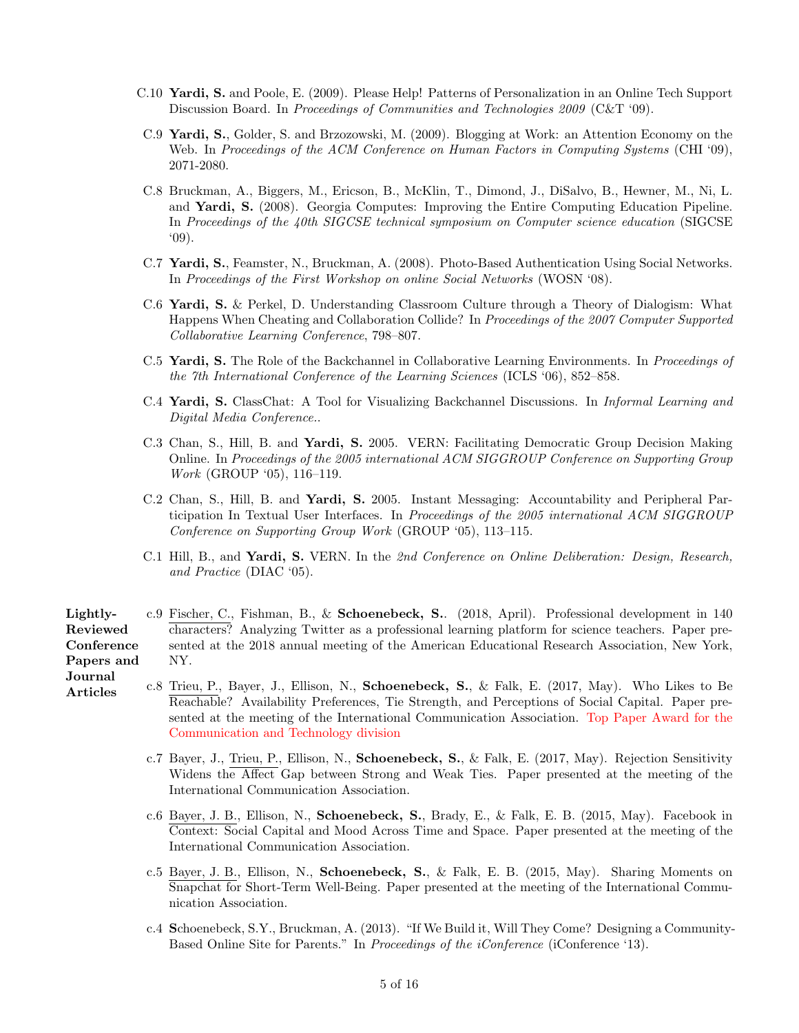C.10 **Yardi, S.** and Poole, E. (2009). Please Help! Patterns of Personalization in an Online Tech Support Discussion Board. In *Proceedings of Communities and Technologies 2009* (C&T '09).

C.9 **Yardi, S.**, Golder, S. and Brzozowski, M. (2009). Blogging at Work: an Attention Economy on the Web. In *Proceedings of the ACM Conference on Human Factors in Computing Systems* (CHI '09), 2071-2080.

C.8 Bruckman, A., Biggers, M., Ericson, B., McKlin, T., Dimond, J., DiSalvo, B., Hewner, M., Ni, L. and **Yardi, S.** (2008). Georgia Computes: Improving the Entire Computing Education Pipeline. In *Proceedings of the 40th SIGCSE technical symposium on Computer science education* (SIGCSE '09).

C.7 **Yardi, S.**, Feamster, N., Bruckman, A. (2008). Photo-Based Authentication Using Social Networks. In *Proceedings of the First Workshop on online Social Networks* (WOSN '08).

C.6 **Yardi, S.** & Perkel, D. Understanding Classroom Culture through a Theory of Dialogism: What Happens When Cheating and Collaboration Collide? In *Proceedings of the 2007 Computer Supported Collaborative Learning Conference*, 798–807.

C.5 **Yardi, S.** The Role of the Backchannel in Collaborative Learning Environments. In *Proceedings of the 7th International Conference of the Learning Sciences* (ICLS '06), 852–858.

C.4 **Yardi, S.** ClassChat: A Tool for Visualizing Backchannel Discussions. In *Informal Learning and Digital Media Conference.*.

C.3 Chan, S., Hill, B. and **Yardi, S.** 2005. VERN: Facilitating Democratic Group Decision Making Online. In *Proceedings of the 2005 international ACM SIGGROUP Conference on Supporting Group Work* (GROUP '05), 116–119.

C.2 Chan, S., Hill, B. and **Yardi, S.** 2005. Instant Messaging: Accountability and Peripheral Participation In Textual User Interfaces. In *Proceedings of the 2005 international ACM SIGGROUP Conference on Supporting Group Work* (GROUP '05), 113–115.

C.1 Hill, B., and **Yardi, S.** VERN. In the *2nd Conference on Online Deliberation: Design, Research, and Practice* (DIAC '05).

**Lightly-Reviewed Conference Papers and Journal Articles**

c.9 Fischer, C., Fishman, B., & **Schoenebeck, S.**. (2018, April). Professional development in 140 characters? Analyzing Twitter as a professional learning platform for science teachers. Paper presented at the 2018 annual meeting of the American Educational Research Association, New York, NY.

c.8 Trieu, P., Bayer, J., Ellison, N., **Schoenebeck, S.**, & Falk, E. (2017, May). Who Likes to Be Reachable? Availability Preferences, Tie Strength, and Perceptions of Social Capital. Paper presented at the meeting of the International Communication Association. Top Paper Award for the Communication and Technology division

c.7 Bayer, J., Trieu, P., Ellison, N., **Schoenebeck, S.**, & Falk, E. (2017, May). Rejection Sensitivity Widens the Affect Gap between Strong and Weak Ties. Paper presented at the meeting of the International Communication Association.

c.6 Bayer, J. B., Ellison, N., **Schoenebeck, S.**, Brady, E., & Falk, E. B. (2015, May). Facebook in Context: Social Capital and Mood Across Time and Space. Paper presented at the meeting of the International Communication Association.

c.5 Bayer, J. B., Ellison, N., **Schoenebeck, S.**, & Falk, E. B. (2015, May). Sharing Moments on Snapchat for Short-Term Well-Being. Paper presented at the meeting of the International Communication Association.

c.4 **S**choenebeck, S.Y., Bruckman, A. (2013). "If We Build it, Will They Come? Designing a Community-Based Online Site for Parents." In *Proceedings of the iConference* (iConference '13).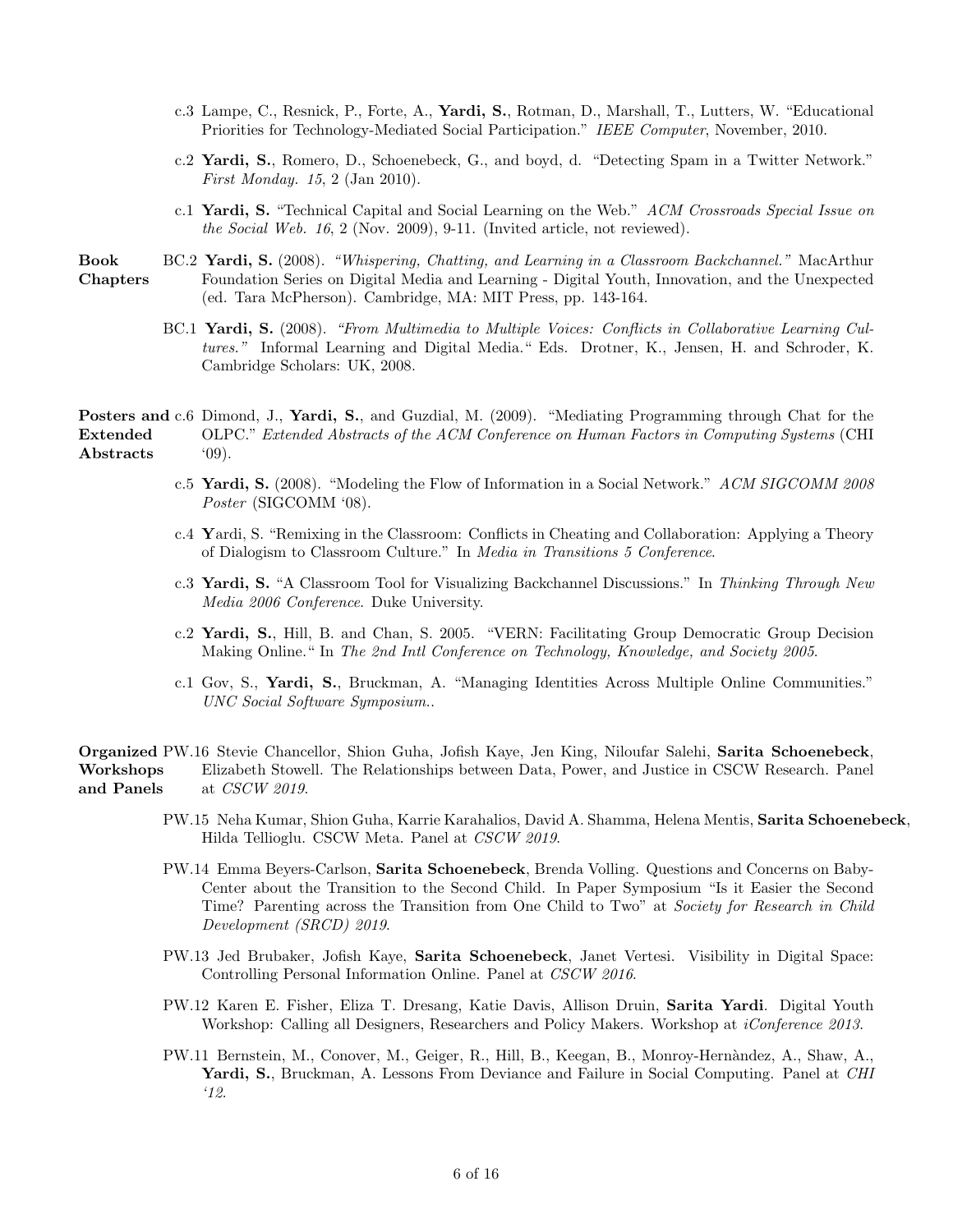- c.3 Lampe, C., Resnick, P., Forte, A., **Yardi, S.**, Rotman, D., Marshall, T., Lutters, W. "Educational Priorities for Technology-Mediated Social Participation." *IEEE Computer*, November, 2010.
- c.2 **Yardi, S.**, Romero, D., Schoenebeck, G., and boyd, d. "Detecting Spam in a Twitter Network." *First Monday. 15*, 2 (Jan 2010).
- c.1 **Yardi, S.** "Technical Capital and Social Learning on the Web." *ACM Crossroads Special Issue on the Social Web. 16*, 2 (Nov. 2009), 9-11. (Invited article, not reviewed).

## Book Chapters

- BC.2 **Yardi, S.** (2008). *"Whispering, Chatting, and Learning in a Classroom Backchannel."* MacArthur Foundation Series on Digital Media and Learning - Digital Youth, Innovation, and the Unexpected (ed. Tara McPherson). Cambridge, MA: MIT Press, pp. 143-164.
- BC.1 **Yardi, S.** (2008). *"From Multimedia to Multiple Voices: Conflicts in Collaborative Learning Cultures."* Informal Learning and Digital Media." Eds. Drotner, K., Jensen, H. and Schroder, K. Cambridge Scholars: UK, 2008.

## Posters and Extended Abstracts

- c.6 Dimond, J., **Yardi, S.**, and Guzdial, M. (2009). "Mediating Programming through Chat for the OLPC." *Extended Abstracts of the ACM Conference on Human Factors in Computing Systems* (CHI '09).
- c.5 **Yardi, S.** (2008). "Modeling the Flow of Information in a Social Network." *ACM SIGCOMM 2008 Poster* (SIGCOMM '08).
- c.4 **Y**ardi, S. "Remixing in the Classroom: Conflicts in Cheating and Collaboration: Applying a Theory of Dialogism to Classroom Culture." In *Media in Transitions 5 Conference*.
- c.3 **Yardi, S.** "A Classroom Tool for Visualizing Backchannel Discussions." In *Thinking Through New Media 2006 Conference*. Duke University.
- c.2 **Yardi, S.**, Hill, B. and Chan, S. 2005. "VERN: Facilitating Group Democratic Group Decision Making Online." In *The 2nd Intl Conference on Technology, Knowledge, and Society 2005*.
- c.1 Gov, S., **Yardi, S.**, Bruckman, A. "Managing Identities Across Multiple Online Communities." *UNC Social Software Symposium.*.

## Organized Workshops and Panels

- PW.16 Stevie Chancellor, Shion Guha, Jofish Kaye, Jen King, Niloufar Salehi, **Sarita Schoenebeck**, Elizabeth Stowell. The Relationships between Data, Power, and Justice in CSCW Research. Panel at *CSCW 2019*.
- PW.15 Neha Kumar, Shion Guha, Karrie Karahalios, David A. Shamma, Helena Mentis, **Sarita Schoenebeck**, Hilda Tellioglu. CSCW Meta. Panel at *CSCW 2019*.
- PW.14 Emma Beyers-Carlson, **Sarita Schoenebeck**, Brenda Volling. Questions and Concerns on BabyCenter about the Transition to the Second Child. In Paper Symposium "Is it Easier the Second Time? Parenting across the Transition from One Child to Two" at *Society for Research in Child Development (SRCD) 2019*.
- PW.13 Jed Brubaker, Jofish Kaye, **Sarita Schoenebeck**, Janet Vertesi. Visibility in Digital Space: Controlling Personal Information Online. Panel at *CSCW 2016*.
- PW.12 Karen E. Fisher, Eliza T. Dresang, Katie Davis, Allison Druin, **Sarita Yardi**. Digital Youth Workshop: Calling all Designers, Researchers and Policy Makers. Workshop at *iConference 2013*.
- PW.11 Bernstein, M., Conover, M., Geiger, R., Hill, B., Keegan, B., Monroy-Hernàndez, A., Shaw, A., **Yardi, S.**, Bruckman, A. Lessons From Deviance and Failure in Social Computing. Panel at *CHI '12*.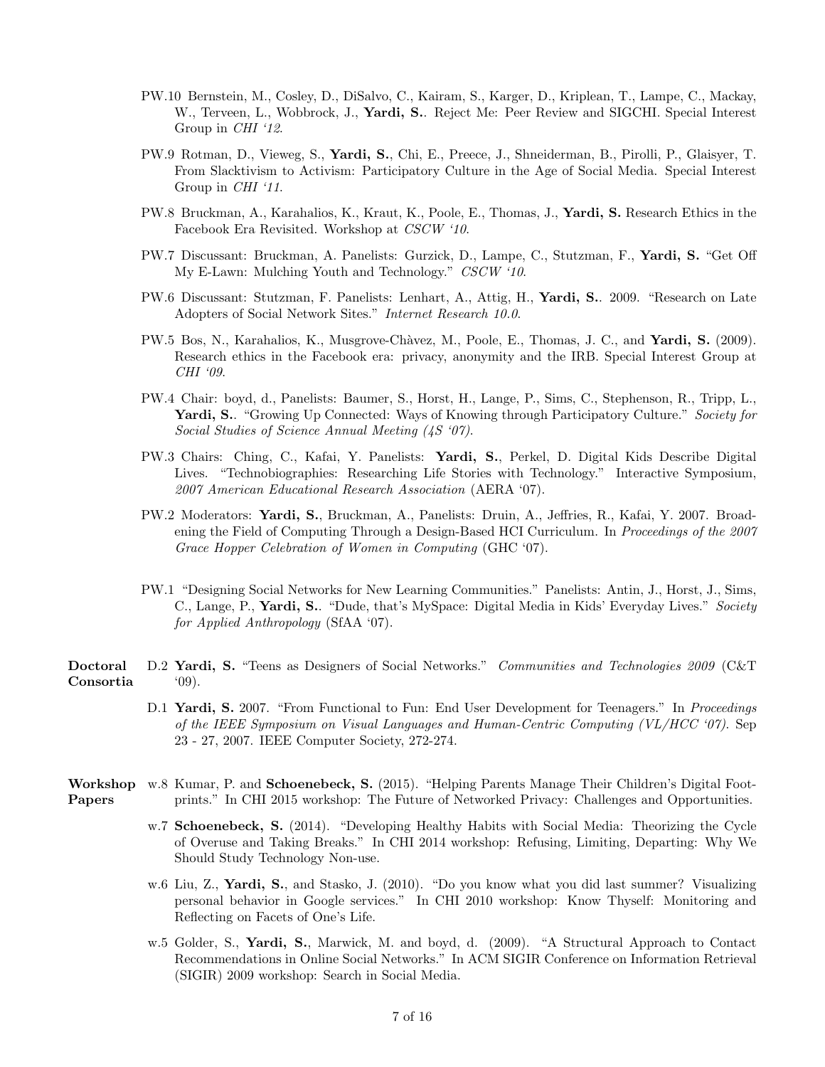PW.10 Bernstein, M., Cosley, D., DiSalvo, C., Kairam, S., Karger, D., Kriplean, T., Lampe, C., Mackay, W., Terveen, L., Wobbrock, J., **Yardi, S.**. Reject Me: Peer Review and SIGCHI. Special Interest Group in *CHI '12*.

PW.9 Rotman, D., Vieweg, S., **Yardi, S.**, Chi, E., Preece, J., Shneiderman, B., Pirolli, P., Glaisyer, T. From Slacktivism to Activism: Participatory Culture in the Age of Social Media. Special Interest Group in *CHI '11*.

PW.8 Bruckman, A., Karahalios, K., Kraut, K., Poole, E., Thomas, J., **Yardi, S.** Research Ethics in the Facebook Era Revisited. Workshop at *CSCW '10*.

PW.7 Discussant: Bruckman, A. Panelists: Gurzick, D., Lampe, C., Stutzman, F., **Yardi, S.** "Get Off My E-Lawn: Mulching Youth and Technology." *CSCW '10*.

PW.6 Discussant: Stutzman, F. Panelists: Lenhart, A., Attig, H., **Yardi, S.**. 2009. "Research on Late Adopters of Social Network Sites." *Internet Research 10.0*.

PW.5 Bos, N., Karahalios, K., Musgrove-Chàvez, M., Poole, E., Thomas, J. C., and **Yardi, S.** (2009). Research ethics in the Facebook era: privacy, anonymity and the IRB. Special Interest Group at *CHI '09*.

PW.4 Chair: boyd, d., Panelists: Baumer, S., Horst, H., Lange, P., Sims, C., Stephenson, R., Tripp, L., **Yardi, S.**. "Growing Up Connected: Ways of Knowing through Participatory Culture." *Society for Social Studies of Science Annual Meeting (4S '07)*.

PW.3 Chairs: Ching, C., Kafai, Y. Panelists: **Yardi, S.**, Perkel, D. Digital Kids Describe Digital Lives. "Technobiographies: Researching Life Stories with Technology." Interactive Symposium, *2007 American Educational Research Association* (AERA '07).

PW.2 Moderators: **Yardi, S.**, Bruckman, A., Panelists: Druin, A., Jeffries, R., Kafai, Y. 2007. Broadening the Field of Computing Through a Design-Based HCI Curriculum. In *Proceedings of the 2007 Grace Hopper Celebration of Women in Computing* (GHC '07).

PW.1 "Designing Social Networks for New Learning Communities." Panelists: Antin, J., Horst, J., Sims, C., Lange, P., **Yardi, S.**. "Dude, that's MySpace: Digital Media in Kids' Everyday Lives." *Society for Applied Anthropology* (SfAA '07).

**Doctoral Consortia**

D.2 **Yardi, S.** "Teens as Designers of Social Networks." *Communities and Technologies 2009* (C&T '09).

D.1 **Yardi, S.** 2007. "From Functional to Fun: End User Development for Teenagers." In *Proceedings of the IEEE Symposium on Visual Languages and Human-Centric Computing (VL/HCC '07)*. Sep 23 - 27, 2007. IEEE Computer Society, 272-274.

**Workshop Papers**

w.8 Kumar, P. and **Schoenebeck, S.** (2015). "Helping Parents Manage Their Children's Digital Footprints." In CHI 2015 workshop: The Future of Networked Privacy: Challenges and Opportunities.

w.7 **Schoenebeck, S.** (2014). "Developing Healthy Habits with Social Media: Theorizing the Cycle of Overuse and Taking Breaks." In CHI 2014 workshop: Refusing, Limiting, Departing: Why We Should Study Technology Non-use.

w.6 Liu, Z., **Yardi, S.**, and Stasko, J. (2010). "Do you know what you did last summer? Visualizing personal behavior in Google services." In CHI 2010 workshop: Know Thyself: Monitoring and Reflecting on Facets of One's Life.

w.5 Golder, S., **Yardi, S.**, Marwick, M. and boyd, d. (2009). "A Structural Approach to Contact Recommendations in Online Social Networks." In ACM SIGIR Conference on Information Retrieval (SIGIR) 2009 workshop: Search in Social Media.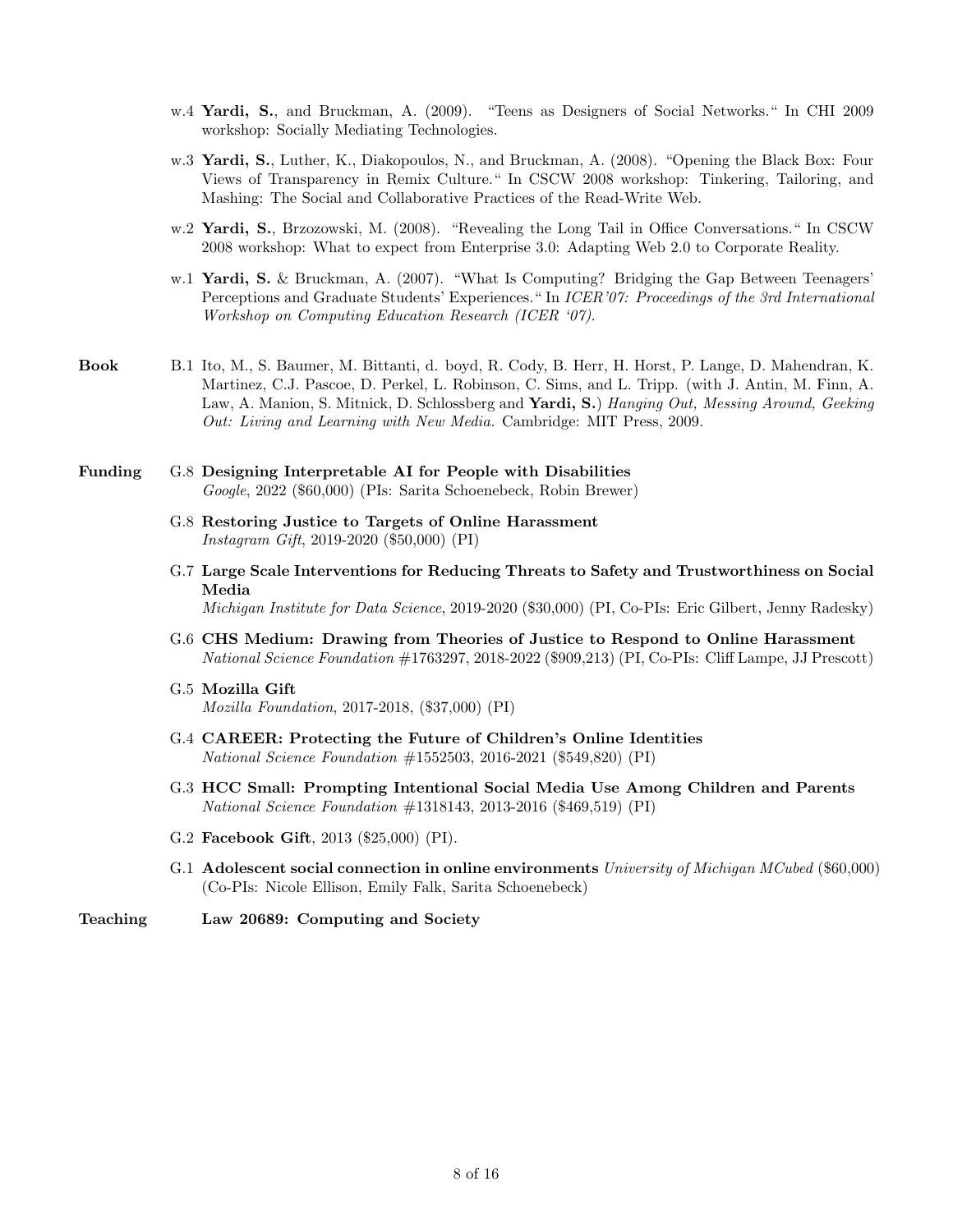- w.4 **Yardi, S.**, and Bruckman, A. (2009). "Teens as Designers of Social Networks." In CHI 2009 workshop: Socially Mediating Technologies.

- w.3 **Yardi, S.**, Luther, K., Diakopoulos, N., and Bruckman, A. (2008). "Opening the Black Box: Four Views of Transparency in Remix Culture." In CSCW 2008 workshop: Tinkering, Tailoring, and Mashing: The Social and Collaborative Practices of the Read-Write Web.

- w.2 **Yardi, S.**, Brzozowski, M. (2008). "Revealing the Long Tail in Office Conversations." In CSCW 2008 workshop: What to expect from Enterprise 3.0: Adapting Web 2.0 to Corporate Reality.

- w.1 **Yardi, S.** & Bruckman, A. (2007). "What Is Computing? Bridging the Gap Between Teenagers' Perceptions and Graduate Students' Experiences." In *ICER'07: Proceedings of the 3rd International Workshop on Computing Education Research (ICER '07).*

## Book

- B.1 Ito, M., S. Baumer, M. Bittanti, d. boyd, R. Cody, B. Herr, H. Horst, P. Lange, D. Mahendran, K. Martinez, C.J. Pascoe, D. Perkel, L. Robinson, C. Sims, and L. Tripp. (with J. Antin, M. Finn, A. Law, A. Manion, S. Mitnick, D. Schlossberg and **Yardi, S.**) *Hanging Out, Messing Around, Geeking Out: Living and Learning with New Media.* Cambridge: MIT Press, 2009.

## Funding

- G.8 **Designing Interpretable AI for People with Disabilities**
  *Google*, 2022 ($60,000) (PIs: Sarita Schoenebeck, Robin Brewer)

- G.8 **Restoring Justice to Targets of Online Harassment**
  *Instagram Gift*, 2019-2020 ($50,000) (PI)

- G.7 **Large Scale Interventions for Reducing Threats to Safety and Trustworthiness on Social Media**
  *Michigan Institute for Data Science*, 2019-2020 ($30,000) (PI, Co-PIs: Eric Gilbert, Jenny Radesky)

- G.6 **CHS Medium: Drawing from Theories of Justice to Respond to Online Harassment**
  *National Science Foundation* #1763297, 2018-2022 ($909,213) (PI, Co-PIs: Cliff Lampe, JJ Prescott)

- G.5 **Mozilla Gift**
  *Mozilla Foundation*, 2017-2018, ($37,000) (PI)

- G.4 **CAREER: Protecting the Future of Children's Online Identities**
  *National Science Foundation* #1552503, 2016-2021 ($549,820) (PI)

- G.3 **HCC Small: Prompting Intentional Social Media Use Among Children and Parents**
  *National Science Foundation* #1318143, 2013-2016 ($469,519) (PI)

- G.2 **Facebook Gift**, 2013 ($25,000) (PI).

- G.1 **Adolescent social connection in online environments** *University of Michigan MCubed* ($60,000) (Co-PIs: Nicole Ellison, Emily Falk, Sarita Schoenebeck)

## Teaching

**Law 20689: Computing and Society**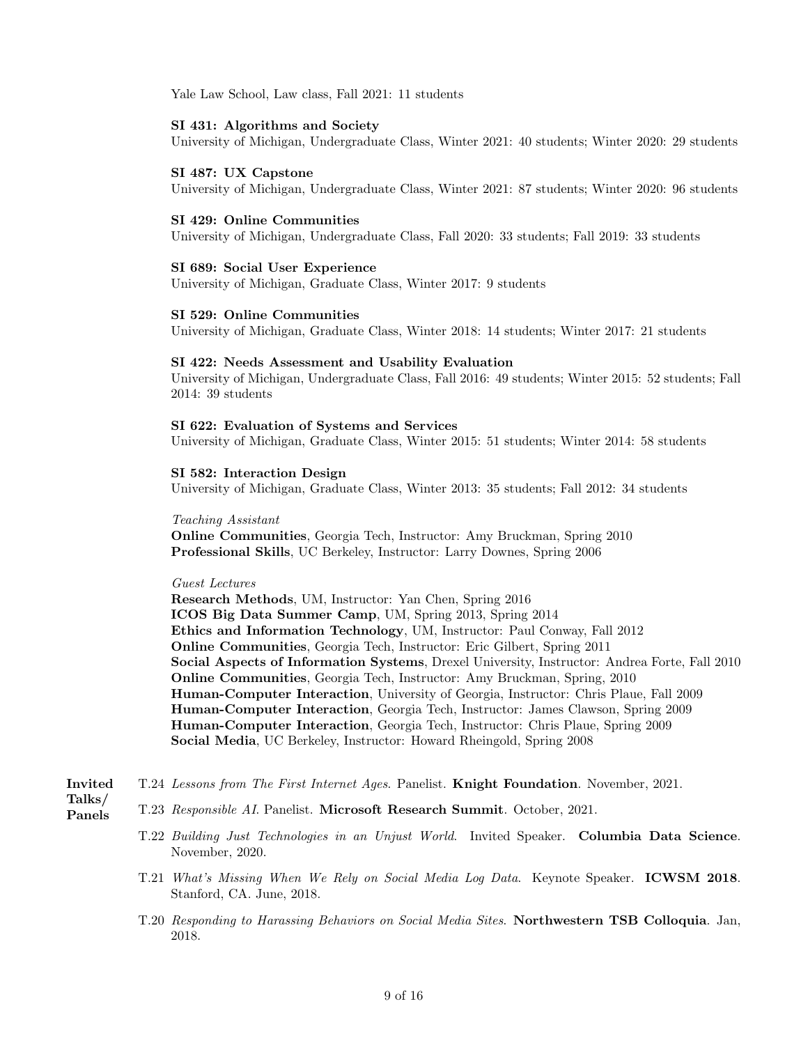Yale Law School, Law class, Fall 2021: 11 students

**SI 431: Algorithms and Society**
University of Michigan, Undergraduate Class, Winter 2021: 40 students; Winter 2020: 29 students

**SI 487: UX Capstone**
University of Michigan, Undergraduate Class, Winter 2021: 87 students; Winter 2020: 96 students

**SI 429: Online Communities**
University of Michigan, Undergraduate Class, Fall 2020: 33 students; Fall 2019: 33 students

**SI 689: Social User Experience**
University of Michigan, Graduate Class, Winter 2017: 9 students

**SI 529: Online Communities**
University of Michigan, Graduate Class, Winter 2018: 14 students; Winter 2017: 21 students

**SI 422: Needs Assessment and Usability Evaluation**
University of Michigan, Undergraduate Class, Fall 2016: 49 students; Winter 2015: 52 students; Fall 2014: 39 students

**SI 622: Evaluation of Systems and Services**
University of Michigan, Graduate Class, Winter 2015: 51 students; Winter 2014: 58 students

**SI 582: Interaction Design**
University of Michigan, Graduate Class, Winter 2013: 35 students; Fall 2012: 34 students

*Teaching Assistant*
**Online Communities**, Georgia Tech, Instructor: Amy Bruckman, Spring 2010
**Professional Skills**, UC Berkeley, Instructor: Larry Downes, Spring 2006

*Guest Lectures*
**Research Methods**, UM, Instructor: Yan Chen, Spring 2016
**ICOS Big Data Summer Camp**, UM, Spring 2013, Spring 2014
**Ethics and Information Technology**, UM, Instructor: Paul Conway, Fall 2012
**Online Communities**, Georgia Tech, Instructor: Eric Gilbert, Spring 2011
**Social Aspects of Information Systems**, Drexel University, Instructor: Andrea Forte, Fall 2010
**Online Communities**, Georgia Tech, Instructor: Amy Bruckman, Spring, 2010
**Human-Computer Interaction**, University of Georgia, Instructor: Chris Plaue, Fall 2009
**Human-Computer Interaction**, Georgia Tech, Instructor: James Clawson, Spring 2009
**Human-Computer Interaction**, Georgia Tech, Instructor: Chris Plaue, Spring 2009
**Social Media**, UC Berkeley, Instructor: Howard Rheingold, Spring 2008

## Invited Talks/ Panels

T.24 *Lessons from The First Internet Ages*. Panelist. **Knight Foundation**. November, 2021.

T.23 *Responsible AI*. Panelist. **Microsoft Research Summit**. October, 2021.

T.22 *Building Just Technologies in an Unjust World*. Invited Speaker. **Columbia Data Science**. November, 2020.

T.21 *What's Missing When We Rely on Social Media Log Data*. Keynote Speaker. **ICWSM 2018**. Stanford, CA. June, 2018.

T.20 *Responding to Harassing Behaviors on Social Media Sites*. **Northwestern TSB Colloquia**. Jan, 2018.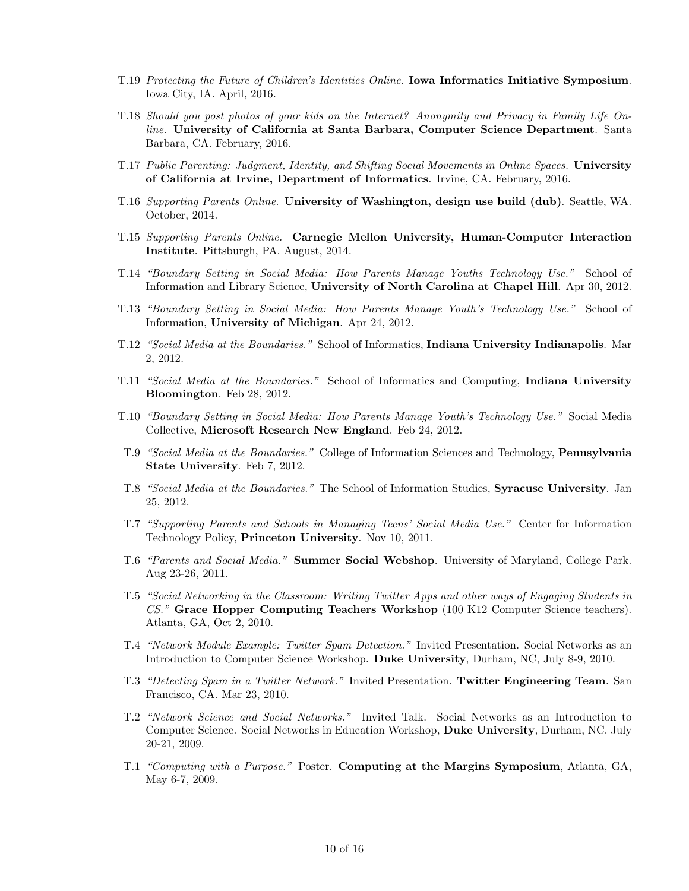- T.19 *Protecting the Future of Children's Identities Online.* **Iowa Informatics Initiative Symposium**. Iowa City, IA. April, 2016.
- T.18 *Should you post photos of your kids on the Internet? Anonymity and Privacy in Family Life Online.* **University of California at Santa Barbara, Computer Science Department**. Santa Barbara, CA. February, 2016.
- T.17 *Public Parenting: Judgment, Identity, and Shifting Social Movements in Online Spaces.* **University of California at Irvine, Department of Informatics**. Irvine, CA. February, 2016.
- T.16 *Supporting Parents Online.* **University of Washington, design use build (dub)**. Seattle, WA. October, 2014.
- T.15 *Supporting Parents Online.* **Carnegie Mellon University, Human-Computer Interaction Institute**. Pittsburgh, PA. August, 2014.
- T.14 *"Boundary Setting in Social Media: How Parents Manage Youths Technology Use."* School of Information and Library Science, **University of North Carolina at Chapel Hill**. Apr 30, 2012.
- T.13 *"Boundary Setting in Social Media: How Parents Manage Youth's Technology Use."* School of Information, **University of Michigan**. Apr 24, 2012.
- T.12 *"Social Media at the Boundaries."* School of Informatics, **Indiana University Indianapolis**. Mar 2, 2012.
- T.11 *"Social Media at the Boundaries."* School of Informatics and Computing, **Indiana University Bloomington**. Feb 28, 2012.
- T.10 *"Boundary Setting in Social Media: How Parents Manage Youth's Technology Use."* Social Media Collective, **Microsoft Research New England**. Feb 24, 2012.
- T.9 *"Social Media at the Boundaries."* College of Information Sciences and Technology, **Pennsylvania State University**. Feb 7, 2012.
- T.8 *"Social Media at the Boundaries."* The School of Information Studies, **Syracuse University**. Jan 25, 2012.
- T.7 *"Supporting Parents and Schools in Managing Teens' Social Media Use."* Center for Information Technology Policy, **Princeton University**. Nov 10, 2011.
- T.6 *"Parents and Social Media."* **Summer Social Webshop**. University of Maryland, College Park. Aug 23-26, 2011.
- T.5 *"Social Networking in the Classroom: Writing Twitter Apps and other ways of Engaging Students in CS."* **Grace Hopper Computing Teachers Workshop** (100 K12 Computer Science teachers). Atlanta, GA, Oct 2, 2010.
- T.4 *"Network Module Example: Twitter Spam Detection."* Invited Presentation. Social Networks as an Introduction to Computer Science Workshop. **Duke University**, Durham, NC, July 8-9, 2010.
- T.3 *"Detecting Spam in a Twitter Network."* Invited Presentation. **Twitter Engineering Team**. San Francisco, CA. Mar 23, 2010.
- T.2 *"Network Science and Social Networks."* Invited Talk. Social Networks as an Introduction to Computer Science. Social Networks in Education Workshop, **Duke University**, Durham, NC. July 20-21, 2009.
- T.1 *"Computing with a Purpose."* Poster. **Computing at the Margins Symposium**, Atlanta, GA, May 6-7, 2009.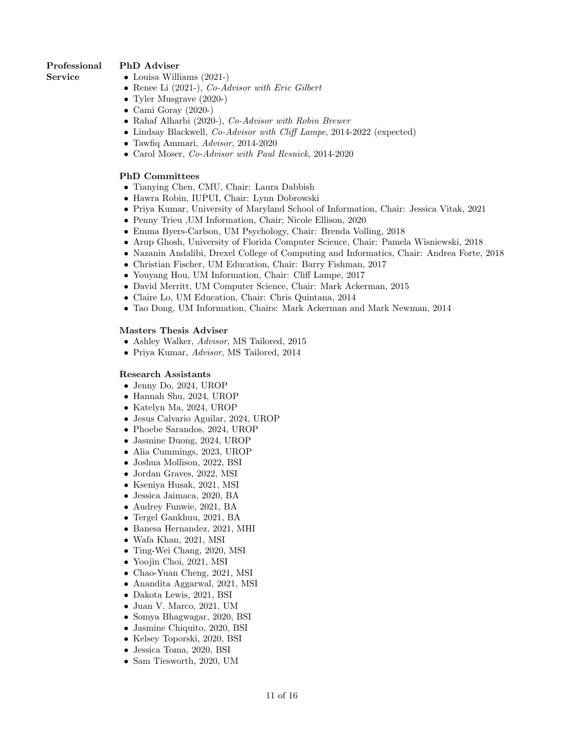## Professional Service

### PhD Adviser

- Louisa Williams (2021-)
- Renee Li (2021-), *Co-Advisor with Eric Gilbert*
- Tyler Musgrave (2020-)
- Cami Goray (2020-)
- Rahaf Alharbi (2020-), *Co-Advisor with Robin Brewer*
- Lindsay Blackwell, *Co-Advisor with Cliff Lampe*, 2014-2022 (expected)
- Tawfiq Ammari, *Advisor*, 2014-2020
- Carol Moser, *Co-Advisor with Paul Resnick*, 2014-2020

### PhD Committees

- Tianying Chen, CMU, Chair: Laura Dabbish
- Hawra Robin, IUPUI, Chair: Lynn Dobrowski
- Priya Kumar, University of Maryland School of Information, Chair: Jessica Vitak, 2021
- Penny Trieu ,UM Information, Chair; Nicole Ellison, 2020
- Emma Byers-Carlson, UM Psychology, Chair: Brenda Volling, 2018
- Arup Ghosh, University of Florida Computer Science, Chair: Pamela Wisniewski, 2018
- Nazanin Andalibi, Drexel College of Computing and Informatics, Chair: Andrea Forte, 2018
- Christian Fischer, UM Education, Chair: Barry Fishman, 2017
- Youyang Hou, UM Information, Chair: Cliff Lampe, 2017
- David Merritt, UM Computer Science, Chair: Mark Ackerman, 2015
- Claire Lo, UM Education, Chair: Chris Quintana, 2014
- Tao Dong, UM Information, Chairs: Mark Ackerman and Mark Newman, 2014

### Masters Thesis Adviser

- Ashley Walker, *Advisor*, MS Tailored, 2015
- Priya Kumar, *Advisor*, MS Tailored, 2014

### Research Assistants

- Jenny Do, 2024, UROP
- Hannah Shu, 2024, UROP
- Katelyn Ma, 2024, UROP
- Jesus Calvario Aguilar, 2024, UROP
- Phoebe Sarandos, 2024, UROP
- Jasmine Duong, 2024, UROP
- Alia Cummings, 2023, UROP
- Joshua Mollison, 2022, BSI
- Jordan Graves, 2022, MSI
- Kseniya Husak, 2021, MSI
- Jessica Jaimaca, 2020, BA
- Audrey Funwie, 2021, BA
- Tergel Gankhuu, 2021, BA
- Banesa Hernandez, 2021, MHI
- Wafa Khan, 2021, MSI
- Ting-Wei Chang, 2020, MSI
- Yoojin Choi, 2021, MSI
- Chao-Yuan Cheng, 2021, MSI
- Anandita Aggarwal, 2021, MSI
- Dakota Lewis, 2021, BSI
- Juan V. Marco, 2021, UM
- Somya Bhagwagar, 2020, BSI
- Jasmine Chiquito, 2020, BSI
- Kelsey Toporski, 2020, BSI
- Jessica Toma, 2020, BSI
- Sam Tiesworth, 2020, UM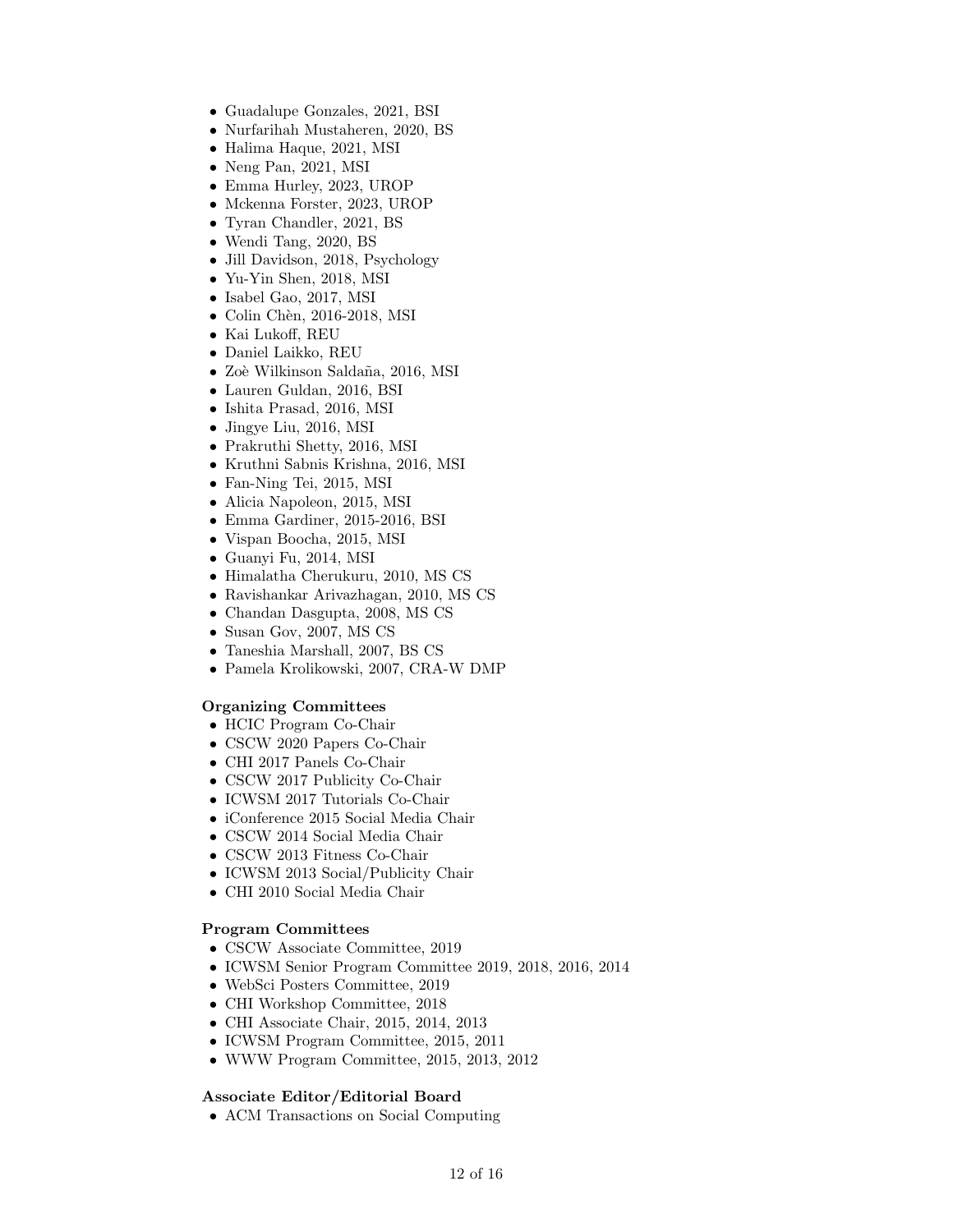- Guadalupe Gonzales, 2021, BSI
- Nurfarihah Mustaheren, 2020, BS
- Halima Haque, 2021, MSI
- Neng Pan, 2021, MSI
- Emma Hurley, 2023, UROP
- Mckenna Forster, 2023, UROP
- Tyran Chandler, 2021, BS
- Wendi Tang, 2020, BS
- Jill Davidson, 2018, Psychology
- Yu-Yin Shen, 2018, MSI
- Isabel Gao, 2017, MSI
- Colin Chèn, 2016-2018, MSI
- Kai Lukoff, REU
- Daniel Laikko, REU
- Zoè Wilkinson Saldaña, 2016, MSI
- Lauren Guldan, 2016, BSI
- Ishita Prasad, 2016, MSI
- Jingye Liu, 2016, MSI
- Prakruthi Shetty, 2016, MSI
- Kruthni Sabnis Krishna, 2016, MSI
- Fan-Ning Tei, 2015, MSI
- Alicia Napoleon, 2015, MSI
- Emma Gardiner, 2015-2016, BSI
- Vispan Boocha, 2015, MSI
- Guanyi Fu, 2014, MSI
- Himalatha Cherukuru, 2010, MS CS
- Ravishankar Arivazhagan, 2010, MS CS
- Chandan Dasgupta, 2008, MS CS
- Susan Gov, 2007, MS CS
- Taneshia Marshall, 2007, BS CS
- Pamela Krolikowski, 2007, CRA-W DMP

**Organizing Committees**

- HCIC Program Co-Chair
- CSCW 2020 Papers Co-Chair
- CHI 2017 Panels Co-Chair
- CSCW 2017 Publicity Co-Chair
- ICWSM 2017 Tutorials Co-Chair
- iConference 2015 Social Media Chair
- CSCW 2014 Social Media Chair
- CSCW 2013 Fitness Co-Chair
- ICWSM 2013 Social/Publicity Chair
- CHI 2010 Social Media Chair

**Program Committees**

- CSCW Associate Committee, 2019
- ICWSM Senior Program Committee 2019, 2018, 2016, 2014
- WebSci Posters Committee, 2019
- CHI Workshop Committee, 2018
- CHI Associate Chair, 2015, 2014, 2013
- ICWSM Program Committee, 2015, 2011
- WWW Program Committee, 2015, 2013, 2012

**Associate Editor/Editorial Board**

- ACM Transactions on Social Computing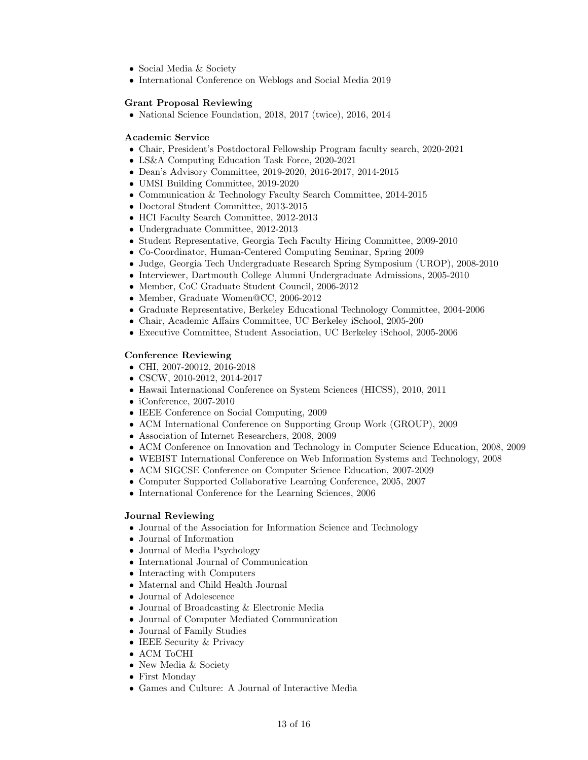- Social Media & Society
- International Conference on Weblogs and Social Media 2019

**Grant Proposal Reviewing**

- National Science Foundation, 2018, 2017 (twice), 2016, 2014

**Academic Service**

- Chair, President's Postdoctoral Fellowship Program faculty search, 2020-2021
- LS&A Computing Education Task Force, 2020-2021
- Dean's Advisory Committee, 2019-2020, 2016-2017, 2014-2015
- UMSI Building Committee, 2019-2020
- Communication & Technology Faculty Search Committee, 2014-2015
- Doctoral Student Committee, 2013-2015
- HCI Faculty Search Committee, 2012-2013
- Undergraduate Committee, 2012-2013
- Student Representative, Georgia Tech Faculty Hiring Committee, 2009-2010
- Co-Coordinator, Human-Centered Computing Seminar, Spring 2009
- Judge, Georgia Tech Undergraduate Research Spring Symposium (UROP), 2008-2010
- Interviewer, Dartmouth College Alumni Undergraduate Admissions, 2005-2010
- Member, CoC Graduate Student Council, 2006-2012
- Member, Graduate Women@CC, 2006-2012
- Graduate Representative, Berkeley Educational Technology Committee, 2004-2006
- Chair, Academic Affairs Committee, UC Berkeley iSchool, 2005-200
- Executive Committee, Student Association, UC Berkeley iSchool, 2005-2006

**Conference Reviewing**

- CHI, 2007-20012, 2016-2018
- CSCW, 2010-2012, 2014-2017
- Hawaii International Conference on System Sciences (HICSS), 2010, 2011
- iConference, 2007-2010
- IEEE Conference on Social Computing, 2009
- ACM International Conference on Supporting Group Work (GROUP), 2009
- Association of Internet Researchers, 2008, 2009
- ACM Conference on Innovation and Technology in Computer Science Education, 2008, 2009
- WEBIST International Conference on Web Information Systems and Technology, 2008
- ACM SIGCSE Conference on Computer Science Education, 2007-2009
- Computer Supported Collaborative Learning Conference, 2005, 2007
- International Conference for the Learning Sciences, 2006

**Journal Reviewing**

- Journal of the Association for Information Science and Technology
- Journal of Information
- Journal of Media Psychology
- International Journal of Communication
- Interacting with Computers
- Maternal and Child Health Journal
- Journal of Adolescence
- Journal of Broadcasting & Electronic Media
- Journal of Computer Mediated Communication
- Journal of Family Studies
- IEEE Security & Privacy
- ACM ToCHI
- New Media & Society
- First Monday
- Games and Culture: A Journal of Interactive Media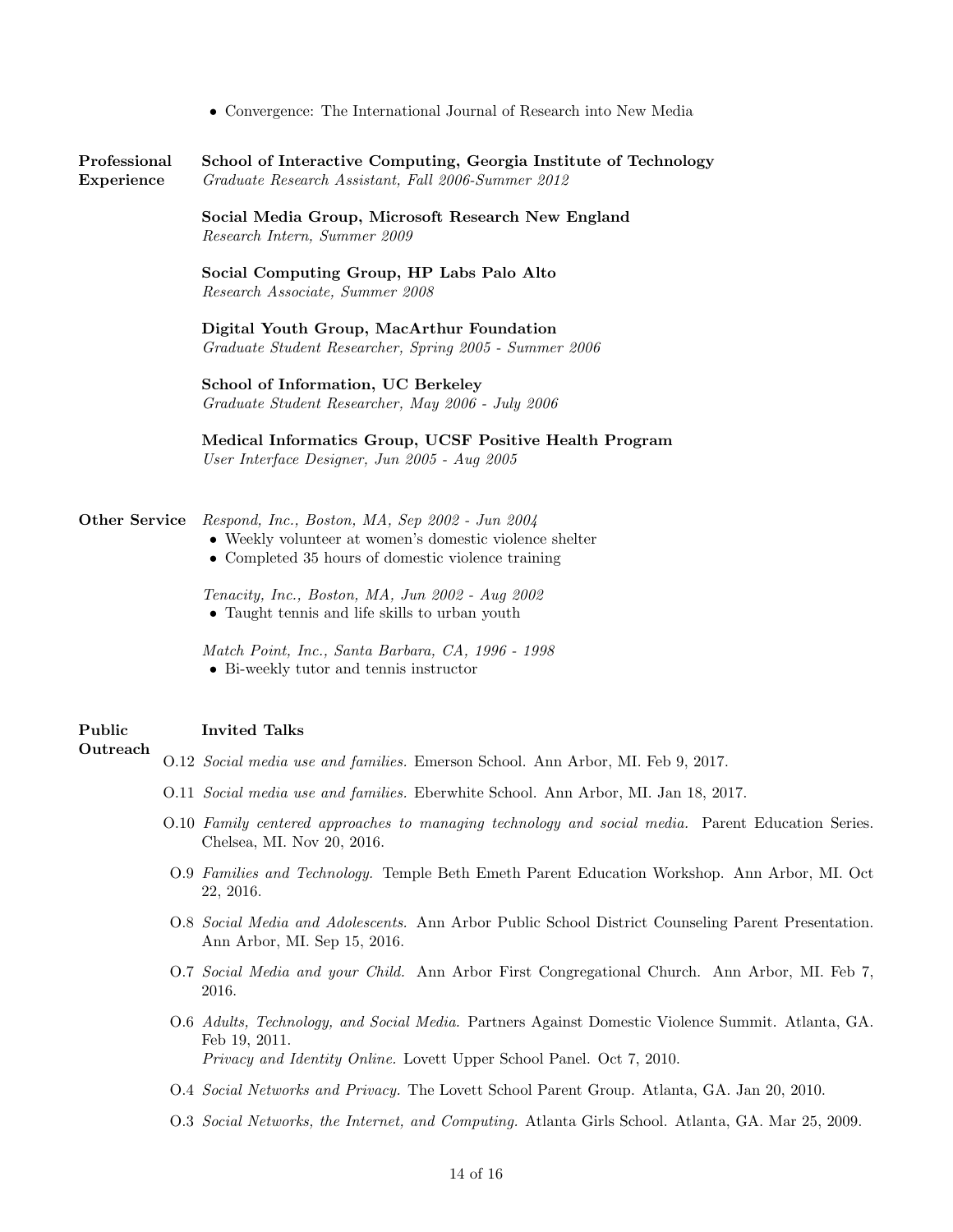- Convergence: The International Journal of Research into New Media

## Professional Experience

**School of Interactive Computing, Georgia Institute of Technology**
*Graduate Research Assistant, Fall 2006-Summer 2012*

**Social Media Group, Microsoft Research New England**
*Research Intern, Summer 2009*

**Social Computing Group, HP Labs Palo Alto**
*Research Associate, Summer 2008*

**Digital Youth Group, MacArthur Foundation**
*Graduate Student Researcher, Spring 2005 - Summer 2006*

**School of Information, UC Berkeley**
*Graduate Student Researcher, May 2006 - July 2006*

**Medical Informatics Group, UCSF Positive Health Program**
*User Interface Designer, Jun 2005 - Aug 2005*

## Other Service

*Respond, Inc., Boston, MA, Sep 2002 - Jun 2004*
- Weekly volunteer at women's domestic violence shelter
- Completed 35 hours of domestic violence training

*Tenacity, Inc., Boston, MA, Jun 2002 - Aug 2002*
- Taught tennis and life skills to urban youth

*Match Point, Inc., Santa Barbara, CA, 1996 - 1998*
- Bi-weekly tutor and tennis instructor

## Public Outreach

**Invited Talks**

O.12 *Social media use and families.* Emerson School. Ann Arbor, MI. Feb 9, 2017.

O.11 *Social media use and families.* Eberwhite School. Ann Arbor, MI. Jan 18, 2017.

O.10 *Family centered approaches to managing technology and social media.* Parent Education Series. Chelsea, MI. Nov 20, 2016.

O.9 *Families and Technology.* Temple Beth Emeth Parent Education Workshop. Ann Arbor, MI. Oct 22, 2016.

O.8 *Social Media and Adolescents.* Ann Arbor Public School District Counseling Parent Presentation. Ann Arbor, MI. Sep 15, 2016.

O.7 *Social Media and your Child.* Ann Arbor First Congregational Church. Ann Arbor, MI. Feb 7, 2016.

O.6 *Adults, Technology, and Social Media.* Partners Against Domestic Violence Summit. Atlanta, GA. Feb 19, 2011.
*Privacy and Identity Online.* Lovett Upper School Panel. Oct 7, 2010.

O.4 *Social Networks and Privacy.* The Lovett School Parent Group. Atlanta, GA. Jan 20, 2010.

O.3 *Social Networks, the Internet, and Computing.* Atlanta Girls School. Atlanta, GA. Mar 25, 2009.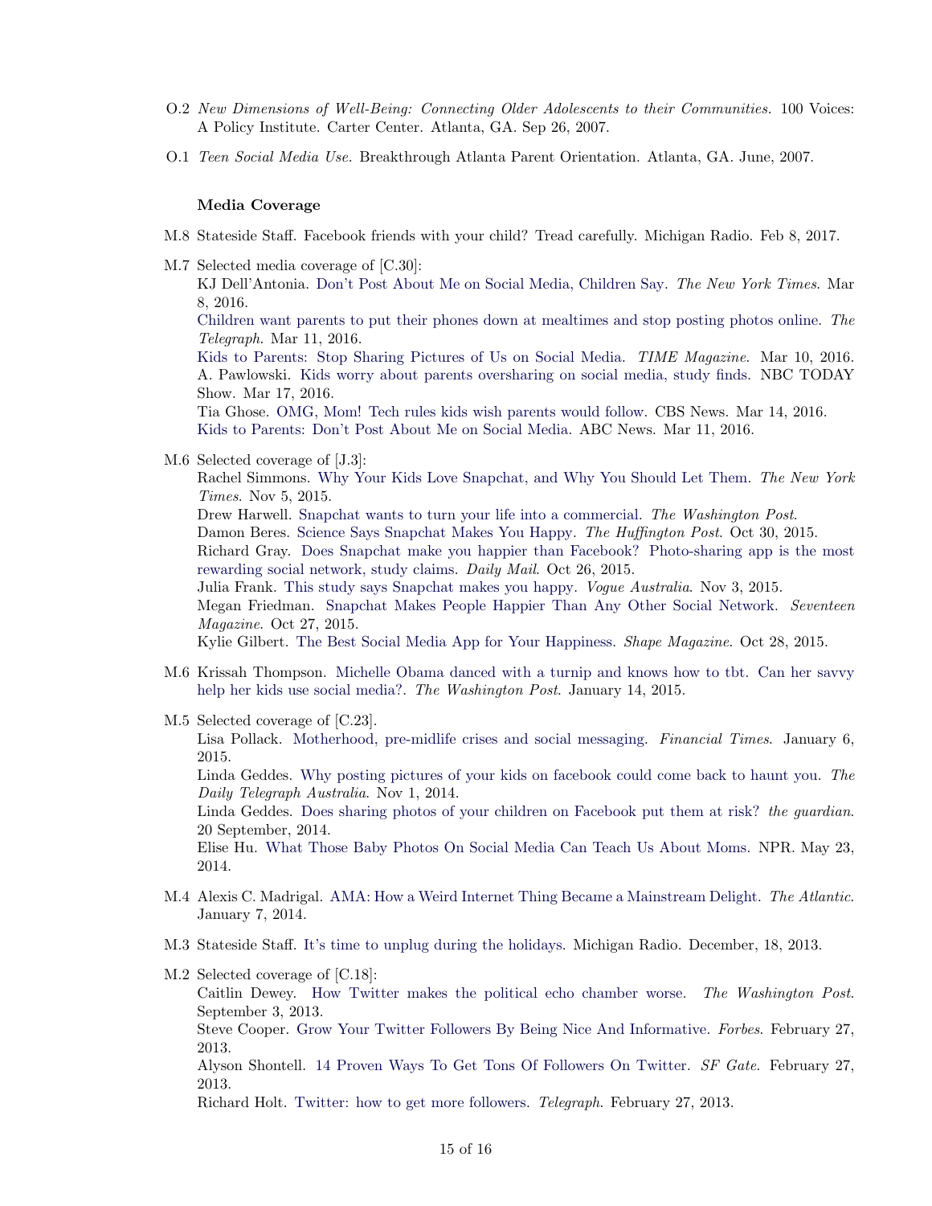O.2 *New Dimensions of Well-Being: Connecting Older Adolescents to their Communities.* 100 Voices: A Policy Institute. Carter Center. Atlanta, GA. Sep 26, 2007.

O.1 *Teen Social Media Use.* Breakthrough Atlanta Parent Orientation. Atlanta, GA. June, 2007.

### Media Coverage

M.8 Stateside Staff. Facebook friends with your child? Tread carefully. Michigan Radio. Feb 8, 2017.

M.7 Selected media coverage of [C.30]:
KJ Dell'Antonia. Don't Post About Me on Social Media, Children Say. *The New York Times.* Mar 8, 2016.
Children want parents to put their phones down at mealtimes and stop posting photos online. *The Telegraph*. Mar 11, 2016.
Kids to Parents: Stop Sharing Pictures of Us on Social Media. *TIME Magazine*. Mar 10, 2016.
A. Pawlowski. Kids worry about parents oversharing on social media, study finds. NBC TODAY Show. Mar 17, 2016.
Tia Ghose. OMG, Mom! Tech rules kids wish parents would follow. CBS News. Mar 14, 2016.
Kids to Parents: Don't Post About Me on Social Media. ABC News. Mar 11, 2016.

M.6 Selected coverage of [J.3]:
Rachel Simmons. Why Your Kids Love Snapchat, and Why You Should Let Them. *The New York Times*. Nov 5, 2015.
Drew Harwell. Snapchat wants to turn your life into a commercial. *The Washington Post*.
Damon Beres. Science Says Snapchat Makes You Happy. *The Huffington Post*. Oct 30, 2015.
Richard Gray. Does Snapchat make you happier than Facebook? Photo-sharing app is the most rewarding social network, study claims. *Daily Mail*. Oct 26, 2015.
Julia Frank. This study says Snapchat makes you happy. *Vogue Australia*. Nov 3, 2015.
Megan Friedman. Snapchat Makes People Happier Than Any Other Social Network. *Seventeen Magazine*. Oct 27, 2015.
Kylie Gilbert. The Best Social Media App for Your Happiness. *Shape Magazine*. Oct 28, 2015.

M.6 Krissah Thompson. Michelle Obama danced with a turnip and knows how to tbt. Can her savvy help her kids use social media?. *The Washington Post*. January 14, 2015.

M.5 Selected coverage of [C.23].
Lisa Pollack. Motherhood, pre-midlife crises and social messaging. *Financial Times*. January 6, 2015.
Linda Geddes. Why posting pictures of your kids on facebook could come back to haunt you. *The Daily Telegraph Australia*. Nov 1, 2014.
Linda Geddes. Does sharing photos of your children on Facebook put them at risk? *the guardian*. 20 September, 2014.
Elise Hu. What Those Baby Photos On Social Media Can Teach Us About Moms. NPR. May 23, 2014.

M.4 Alexis C. Madrigal. AMA: How a Weird Internet Thing Became a Mainstream Delight. *The Atlantic*. January 7, 2014.

M.3 Stateside Staff. It's time to unplug during the holidays. Michigan Radio. December, 18, 2013.

M.2 Selected coverage of [C.18]:
Caitlin Dewey. How Twitter makes the political echo chamber worse. *The Washington Post*. September 3, 2013.
Steve Cooper. Grow Your Twitter Followers By Being Nice And Informative. *Forbes*. February 27, 2013.
Alyson Shontell. 14 Proven Ways To Get Tons Of Followers On Twitter. *SF Gate*. February 27, 2013.
Richard Holt. Twitter: how to get more followers. *Telegraph*. February 27, 2013.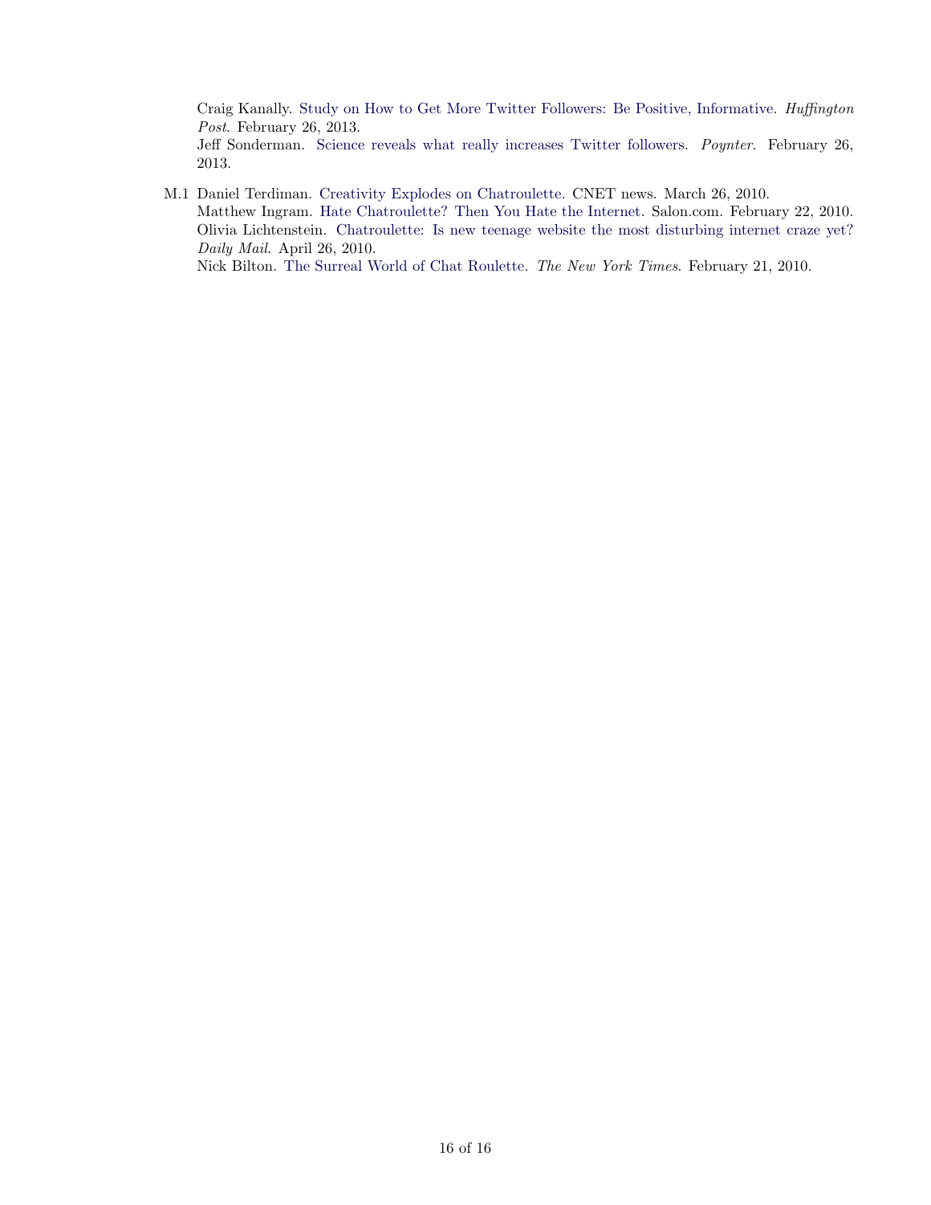Craig Kanally. Study on How to Get More Twitter Followers: Be Positive, Informative. *Huffington Post*. February 26, 2013.
Jeff Sonderman. Science reveals what really increases Twitter followers. *Poynter*. February 26, 2013.

M.1 Daniel Terdiman. Creativity Explodes on Chatroulette. CNET news. March 26, 2010.
Matthew Ingram. Hate Chatroulette? Then You Hate the Internet. Salon.com. February 22, 2010.
Olivia Lichtenstein. Chatroulette: Is new teenage website the most disturbing internet craze yet? *Daily Mail*. April 26, 2010.
Nick Bilton. The Surreal World of Chat Roulette. *The New York Times*. February 21, 2010.